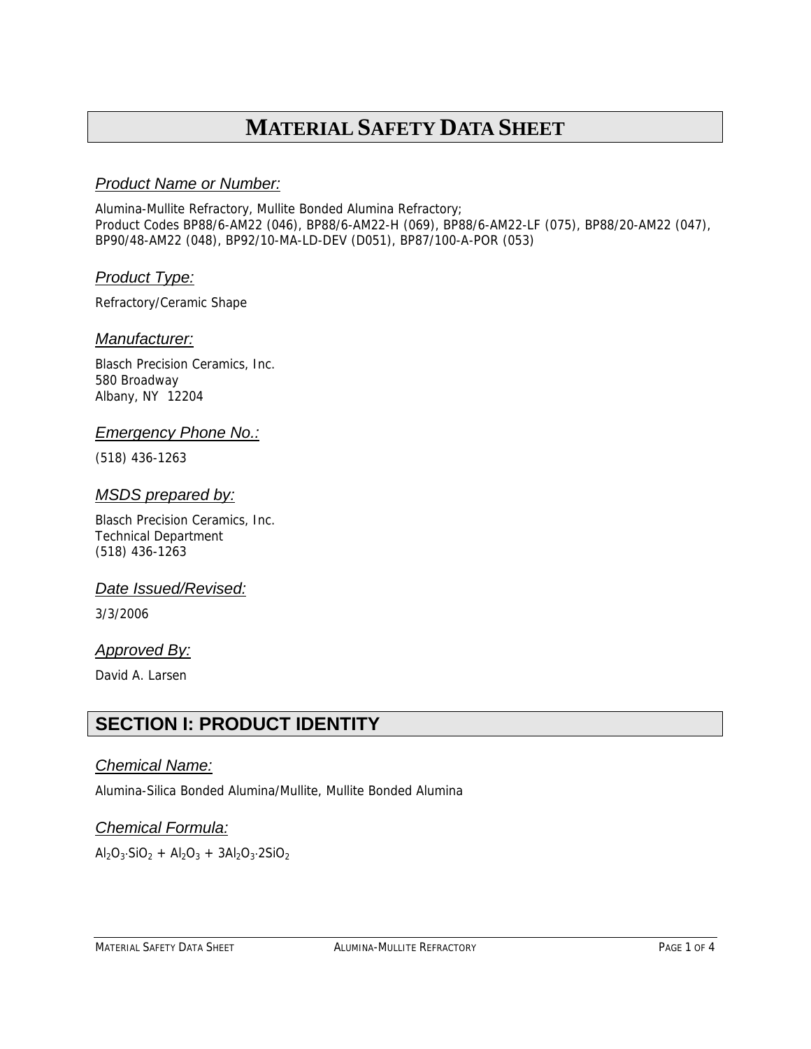# MATERIAL SAFETY DATA SHEET

### *Product Name or Number:*

Alumina-Mullite Refractory, Mullite Bonded Alumina Refractory;
Product Codes BP88/6-AM22 (046), BP88/6-AM22-H (069), BP88/6-AM22-LF (075), BP88/20-AM22 (047), BP90/48-AM22 (048), BP92/10-MA-LD-DEV (D051), BP87/100-A-POR (053)

### *Product Type:*

Refractory/Ceramic Shape

### *Manufacturer:*

Blasch Precision Ceramics, Inc.
580 Broadway
Albany, NY 12204

### *Emergency Phone No.:*

(518) 436-1263

### *MSDS prepared by:*

Blasch Precision Ceramics, Inc.
Technical Department
(518) 436-1263

### *Date Issued/Revised:*

3/3/2006

### *Approved By:*

David A. Larsen

## SECTION I: PRODUCT IDENTITY

### *Chemical Name:*

Alumina-Silica Bonded Alumina/Mullite, Mullite Bonded Alumina

### *Chemical Formula:*

$Al_2O_3 \cdot SiO_2 + Al_2O_3 + 3Al_2O_3 \cdot 2SiO_2$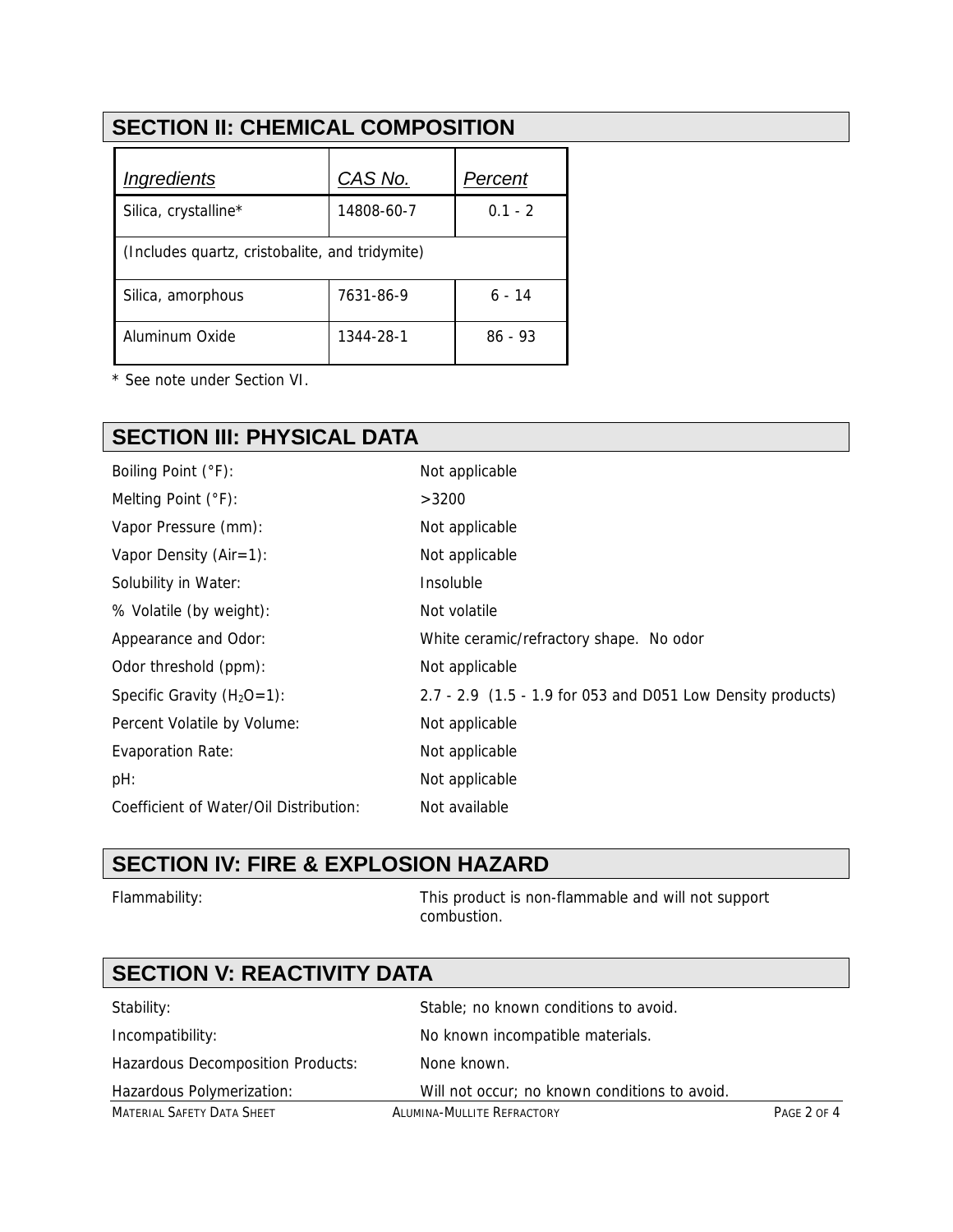## SECTION II: CHEMICAL COMPOSITION

| *Ingredients* | *CAS No.* | *Percent* |
|---|---|---|
| Silica, crystalline* | 14808-60-7 | 0.1 - 2 |
| (Includes quartz, cristobalite, and tridymite) | | |
| Silica, amorphous | 7631-86-9 | 6 - 14 |
| Aluminum Oxide | 1344-28-1 | 86 - 93 |

* See note under Section VI.

## SECTION III: PHYSICAL DATA

| | |
|---|---|
| Boiling Point (°F): | Not applicable |
| Melting Point (°F): | >3200 |
| Vapor Pressure (mm): | Not applicable |
| Vapor Density (Air=1): | Not applicable |
| Solubility in Water: | Insoluble |
| % Volatile (by weight): | Not volatile |
| Appearance and Odor: | White ceramic/refractory shape. No odor |
| Odor threshold (ppm): | Not applicable |
| Specific Gravity ($H_2O$=1): | 2.7 - 2.9 (1.5 - 1.9 for 053 and D051 Low Density products) |
| Percent Volatile by Volume: | Not applicable |
| Evaporation Rate: | Not applicable |
| pH: | Not applicable |
| Coefficient of Water/Oil Distribution: | Not available |

## SECTION IV: FIRE & EXPLOSION HAZARD

| | |
|---|---|
| Flammability: | This product is non-flammable and will not support combustion. |

## SECTION V: REACTIVITY DATA

| | |
|---|---|
| Stability: | Stable; no known conditions to avoid. |
| Incompatibility: | No known incompatible materials. |
| Hazardous Decomposition Products: | None known. |
| Hazardous Polymerization: | Will not occur; no known conditions to avoid. |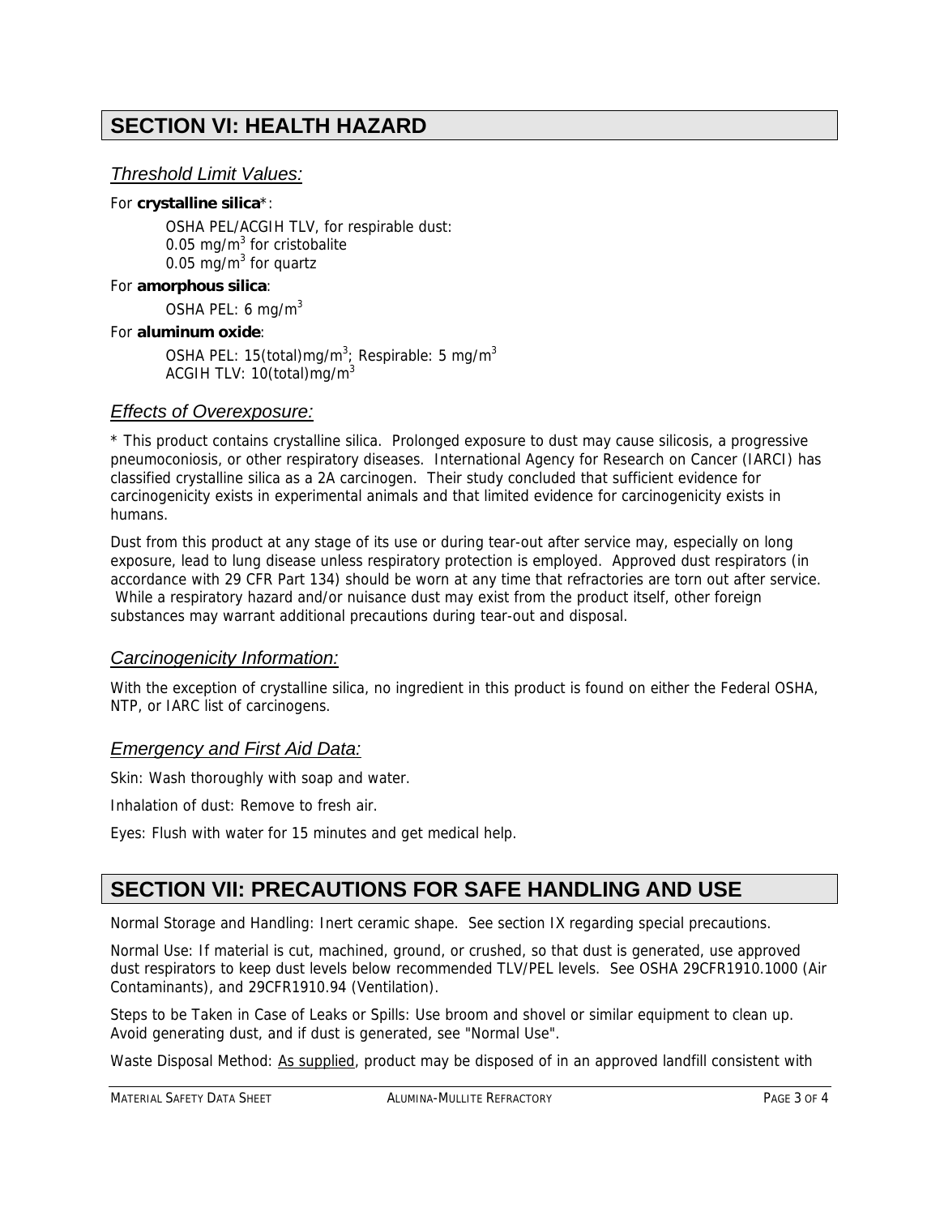## SECTION VI: HEALTH HAZARD

### *Threshold Limit Values:*

For **crystalline silica***:

OSHA PEL/ACGIH TLV, for respirable dust:
0.05 mg/$m^3$ for cristobalite
0.05 mg/$m^3$ for quartz

For **amorphous silica**:

OSHA PEL: 6 mg/$m^3$

For **aluminum oxide**:

OSHA PEL: 15(total)mg/$m^3$; Respirable: 5 mg/$m^3$
ACGIH TLV: 10(total)mg/$m^3$

### *Effects of Overexposure:*

* This product contains crystalline silica. Prolonged exposure to dust may cause silicosis, a progressive pneumoconiosis, or other respiratory diseases. International Agency for Research on Cancer (IARCI) has classified crystalline silica as a 2A carcinogen. Their study concluded that sufficient evidence for carcinogenicity exists in experimental animals and that limited evidence for carcinogenicity exists in humans.

Dust from this product at any stage of its use or during tear-out after service may, especially on long exposure, lead to lung disease unless respiratory protection is employed. Approved dust respirators (in accordance with 29 CFR Part 134) should be worn at any time that refractories are torn out after service. While a respiratory hazard and/or nuisance dust may exist from the product itself, other foreign substances may warrant additional precautions during tear-out and disposal.

### *Carcinogenicity Information:*

With the exception of crystalline silica, no ingredient in this product is found on either the Federal OSHA, NTP, or IARC list of carcinogens.

### *Emergency and First Aid Data:*

Skin: Wash thoroughly with soap and water.

Inhalation of dust: Remove to fresh air.

Eyes: Flush with water for 15 minutes and get medical help.

## SECTION VII: PRECAUTIONS FOR SAFE HANDLING AND USE

Normal Storage and Handling: Inert ceramic shape. See section IX regarding special precautions.

Normal Use: If material is cut, machined, ground, or crushed, so that dust is generated, use approved dust respirators to keep dust levels below recommended TLV/PEL levels. See OSHA 29CFR1910.1000 (Air Contaminants), and 29CFR1910.94 (Ventilation).

Steps to be Taken in Case of Leaks or Spills: Use broom and shovel or similar equipment to clean up. Avoid generating dust, and if dust is generated, see "Normal Use".

Waste Disposal Method: As supplied, product may be disposed of in an approved landfill consistent with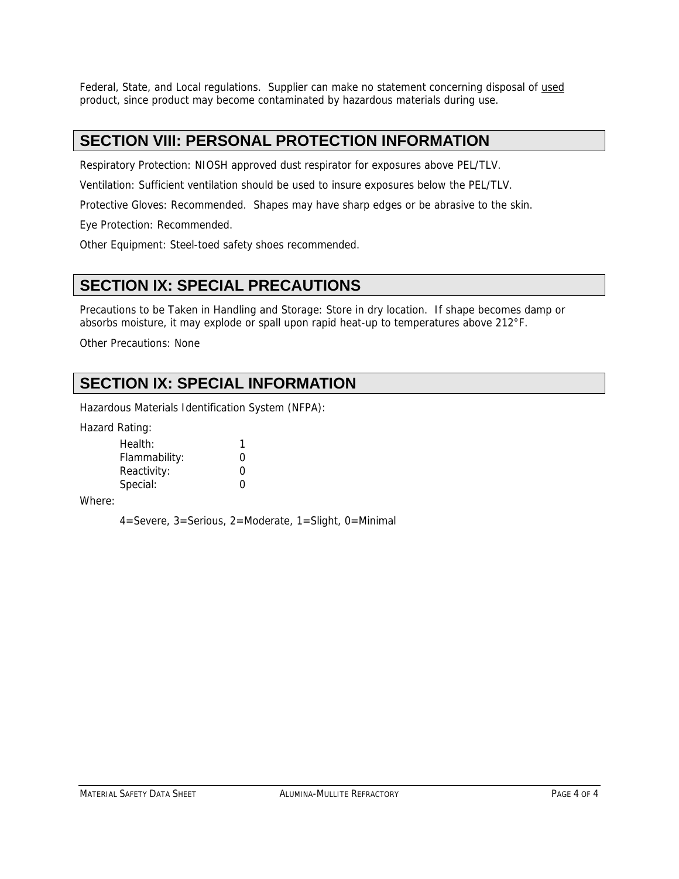Federal, State, and Local regulations. Supplier can make no statement concerning disposal of used product, since product may become contaminated by hazardous materials during use.

## SECTION VIII: PERSONAL PROTECTION INFORMATION

Respiratory Protection: NIOSH approved dust respirator for exposures above PEL/TLV.

Ventilation: Sufficient ventilation should be used to insure exposures below the PEL/TLV.

Protective Gloves: Recommended. Shapes may have sharp edges or be abrasive to the skin.

Eye Protection: Recommended.

Other Equipment: Steel-toed safety shoes recommended.

## SECTION IX: SPECIAL PRECAUTIONS

Precautions to be Taken in Handling and Storage: Store in dry location. If shape becomes damp or absorbs moisture, it may explode or spall upon rapid heat-up to temperatures above 212°F.

Other Precautions: None

## SECTION IX: SPECIAL INFORMATION

Hazardous Materials Identification System (NFPA):

Hazard Rating:

| | |
|---|---|
| Health: | 1 |
| Flammability: | 0 |
| Reactivity: | 0 |
| Special: | 0 |

Where:

4=Severe, 3=Serious, 2=Moderate, 1=Slight, 0=Minimal